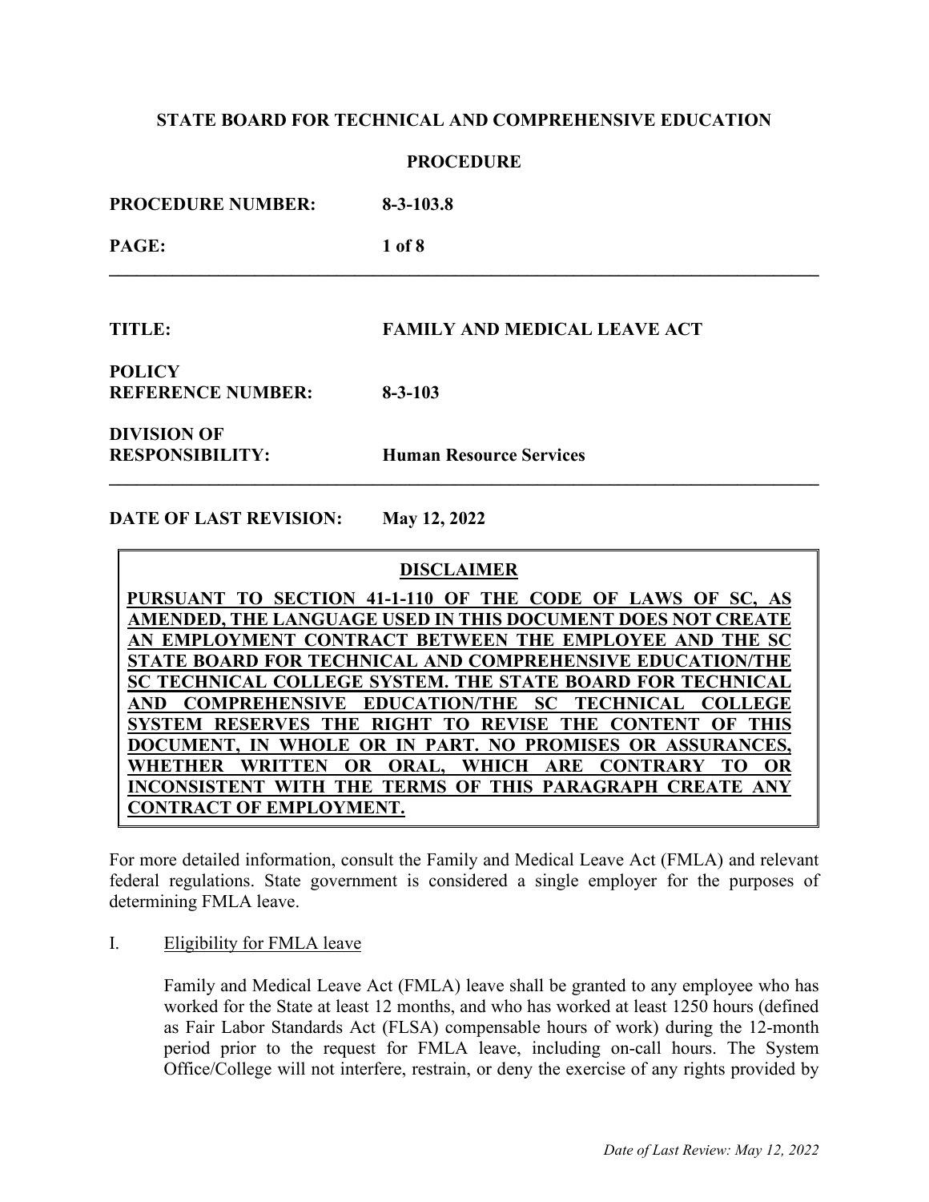**STATE BOARD FOR TECHNICAL AND COMPREHENSIVE EDUCATION**

**PROCEDURE**

| | |
|---|---|
| **PROCEDURE NUMBER:** | **8-3-103.8** |
| **PAGE:** | **1 of 8** |

| | |
|---|---|
| **TITLE:** | **FAMILY AND MEDICAL LEAVE ACT** |
| **POLICY REFERENCE NUMBER:** | **8-3-103** |
| **DIVISION OF RESPONSIBILITY:** | **Human Resource Services** |

**DATE OF LAST REVISION: May 12, 2022**

> **DISCLAIMER**
>
> **PURSUANT TO SECTION 41-1-110 OF THE CODE OF LAWS OF SC, AS AMENDED, THE LANGUAGE USED IN THIS DOCUMENT DOES NOT CREATE AN EMPLOYMENT CONTRACT BETWEEN THE EMPLOYEE AND THE SC STATE BOARD FOR TECHNICAL AND COMPREHENSIVE EDUCATION/THE SC TECHNICAL COLLEGE SYSTEM. THE STATE BOARD FOR TECHNICAL AND COMPREHENSIVE EDUCATION/THE SC TECHNICAL COLLEGE SYSTEM RESERVES THE RIGHT TO REVISE THE CONTENT OF THIS DOCUMENT, IN WHOLE OR IN PART. NO PROMISES OR ASSURANCES, WHETHER WRITTEN OR ORAL, WHICH ARE CONTRARY TO OR INCONSISTENT WITH THE TERMS OF THIS PARAGRAPH CREATE ANY CONTRACT OF EMPLOYMENT.**

For more detailed information, consult the Family and Medical Leave Act (FMLA) and relevant federal regulations. State government is considered a single employer for the purposes of determining FMLA leave.

I. Eligibility for FMLA leave

Family and Medical Leave Act (FMLA) leave shall be granted to any employee who has worked for the State at least 12 months, and who has worked at least 1250 hours (defined as Fair Labor Standards Act (FLSA) compensable hours of work) during the 12-month period prior to the request for FMLA leave, including on-call hours. The System Office/College will not interfere, restrain, or deny the exercise of any rights provided by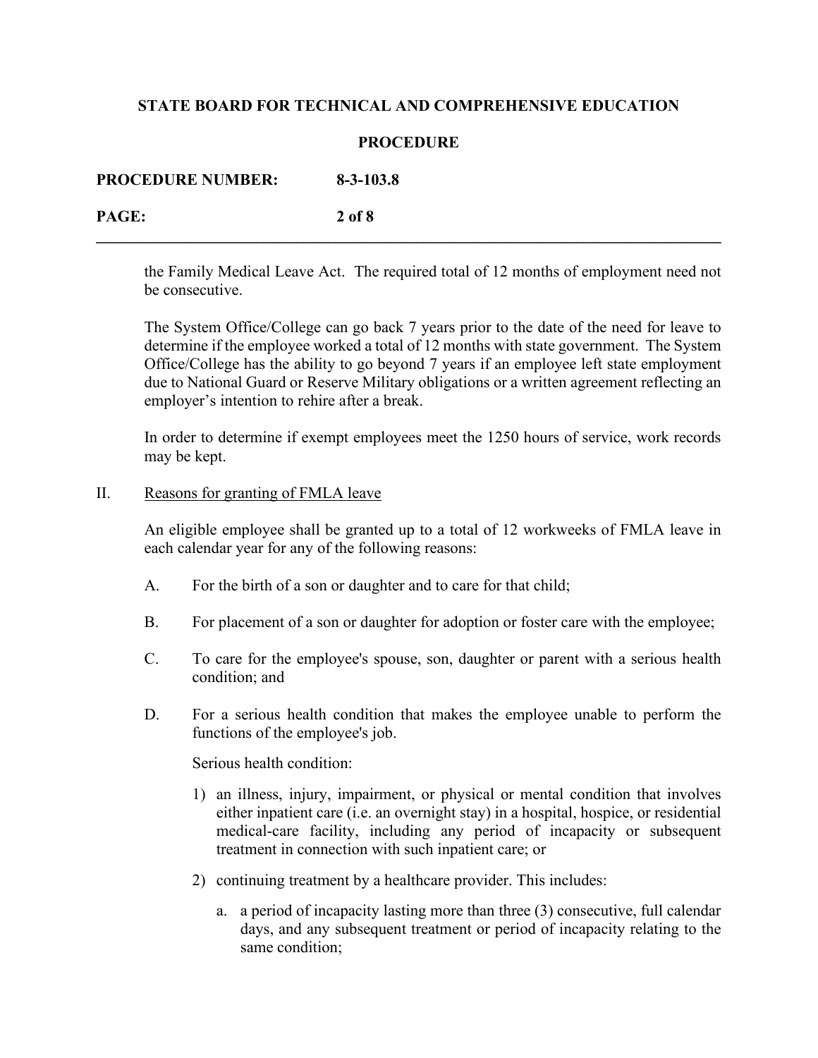the Family Medical Leave Act. The required total of 12 months of employment need not be consecutive.

The System Office/College can go back 7 years prior to the date of the need for leave to determine if the employee worked a total of 12 months with state government. The System Office/College has the ability to go beyond 7 years if an employee left state employment due to National Guard or Reserve Military obligations or a written agreement reflecting an employer's intention to rehire after a break.

In order to determine if exempt employees meet the 1250 hours of service, work records may be kept.

II. Reasons for granting of FMLA leave

An eligible employee shall be granted up to a total of 12 workweeks of FMLA leave in each calendar year for any of the following reasons:

A. For the birth of a son or daughter and to care for that child;

B. For placement of a son or daughter for adoption or foster care with the employee;

C. To care for the employee's spouse, son, daughter or parent with a serious health condition; and

D. For a serious health condition that makes the employee unable to perform the functions of the employee's job.

Serious health condition:

1) an illness, injury, impairment, or physical or mental condition that involves either inpatient care (i.e. an overnight stay) in a hospital, hospice, or residential medical-care facility, including any period of incapacity or subsequent treatment in connection with such inpatient care; or

2) continuing treatment by a healthcare provider. This includes:

   a. a period of incapacity lasting more than three (3) consecutive, full calendar days, and any subsequent treatment or period of incapacity relating to the same condition;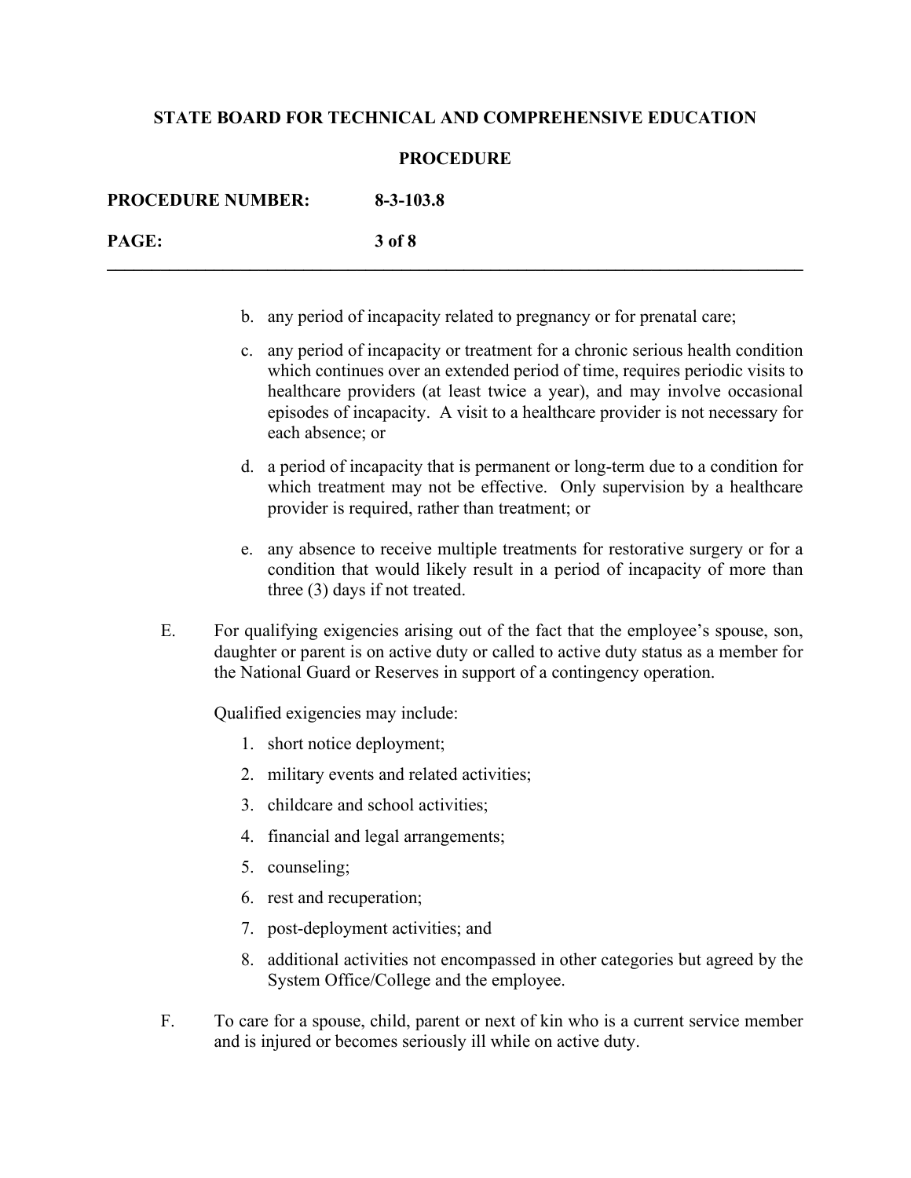b. any period of incapacity related to pregnancy or for prenatal care;

c. any period of incapacity or treatment for a chronic serious health condition which continues over an extended period of time, requires periodic visits to healthcare providers (at least twice a year), and may involve occasional episodes of incapacity. A visit to a healthcare provider is not necessary for each absence; or

d. a period of incapacity that is permanent or long-term due to a condition for which treatment may not be effective. Only supervision by a healthcare provider is required, rather than treatment; or

e. any absence to receive multiple treatments for restorative surgery or for a condition that would likely result in a period of incapacity of more than three (3) days if not treated.

E. For qualifying exigencies arising out of the fact that the employee's spouse, son, daughter or parent is on active duty or called to active duty status as a member for the National Guard or Reserves in support of a contingency operation.

Qualified exigencies may include:

1. short notice deployment;
2. military events and related activities;
3. childcare and school activities;
4. financial and legal arrangements;
5. counseling;
6. rest and recuperation;
7. post-deployment activities; and
8. additional activities not encompassed in other categories but agreed by the System Office/College and the employee.

F. To care for a spouse, child, parent or next of kin who is a current service member and is injured or becomes seriously ill while on active duty.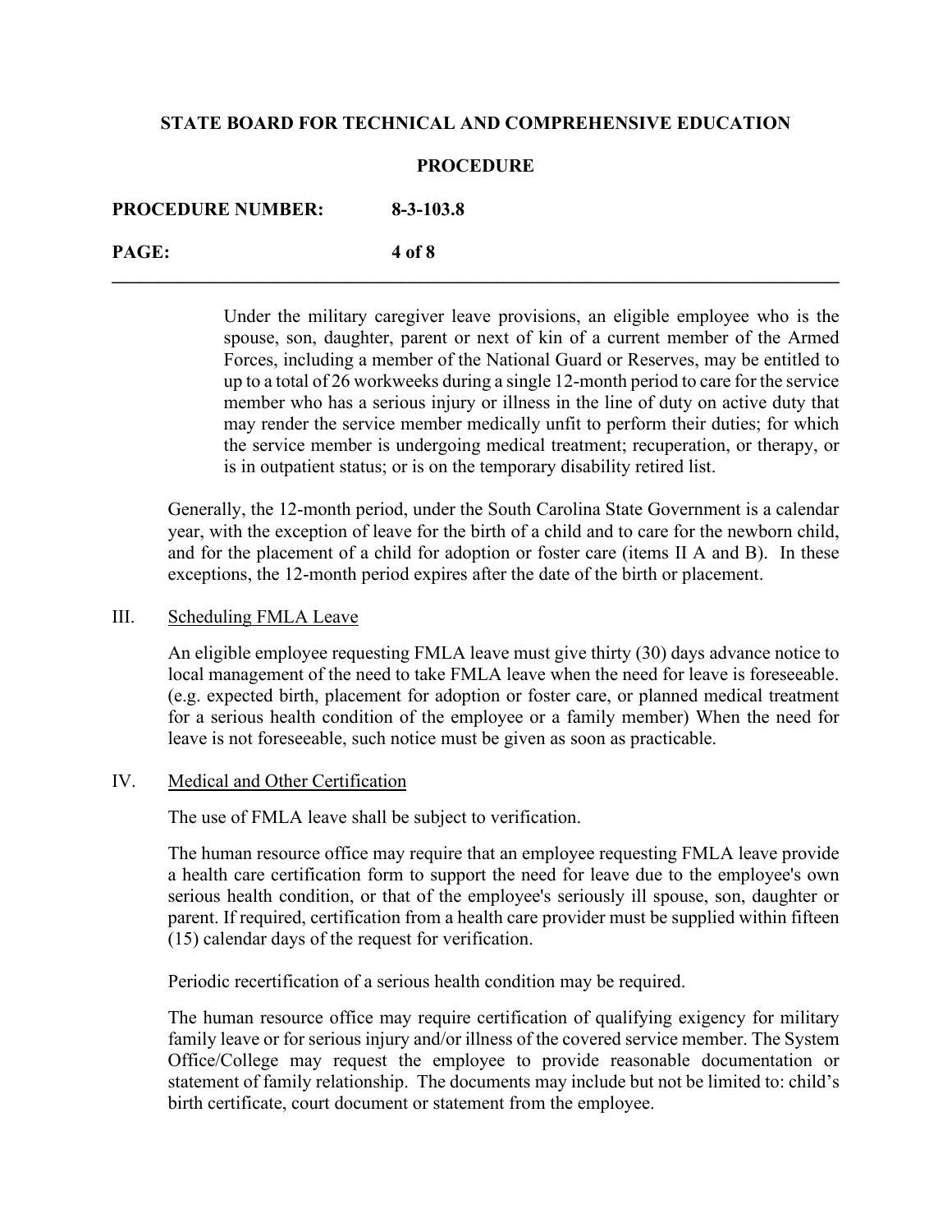Under the military caregiver leave provisions, an eligible employee who is the spouse, son, daughter, parent or next of kin of a current member of the Armed Forces, including a member of the National Guard or Reserves, may be entitled to up to a total of 26 workweeks during a single 12-month period to care for the service member who has a serious injury or illness in the line of duty on active duty that may render the service member medically unfit to perform their duties; for which the service member is undergoing medical treatment; recuperation, or therapy, or is in outpatient status; or is on the temporary disability retired list.

Generally, the 12-month period, under the South Carolina State Government is a calendar year, with the exception of leave for the birth of a child and to care for the newborn child, and for the placement of a child for adoption or foster care (items II A and B). In these exceptions, the 12-month period expires after the date of the birth or placement.

## III. Scheduling FMLA Leave

An eligible employee requesting FMLA leave must give thirty (30) days advance notice to local management of the need to take FMLA leave when the need for leave is foreseeable. (e.g. expected birth, placement for adoption or foster care, or planned medical treatment for a serious health condition of the employee or a family member) When the need for leave is not foreseeable, such notice must be given as soon as practicable.

## IV. Medical and Other Certification

The use of FMLA leave shall be subject to verification.

The human resource office may require that an employee requesting FMLA leave provide a health care certification form to support the need for leave due to the employee's own serious health condition, or that of the employee's seriously ill spouse, son, daughter or parent. If required, certification from a health care provider must be supplied within fifteen (15) calendar days of the request for verification.

Periodic recertification of a serious health condition may be required.

The human resource office may require certification of qualifying exigency for military family leave or for serious injury and/or illness of the covered service member. The System Office/College may request the employee to provide reasonable documentation or statement of family relationship. The documents may include but not be limited to: child's birth certificate, court document or statement from the employee.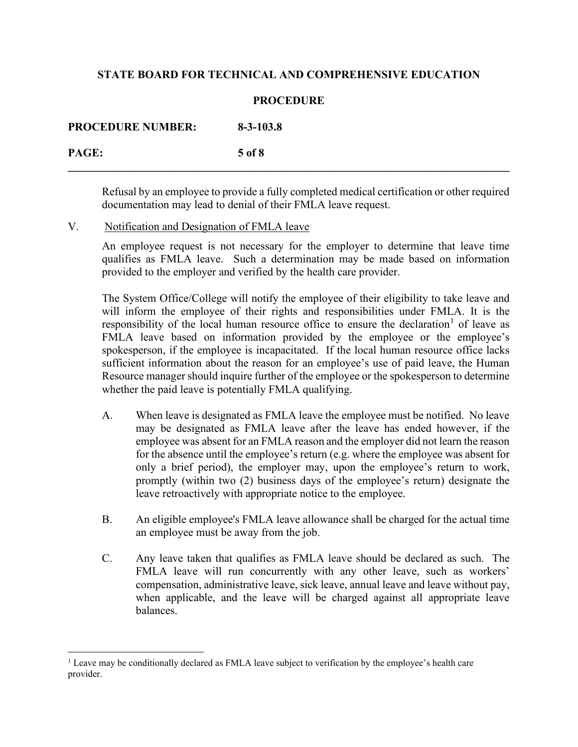Refusal by an employee to provide a fully completed medical certification or other required documentation may lead to denial of their FMLA leave request.

V. Notification and Designation of FMLA leave

An employee request is not necessary for the employer to determine that leave time qualifies as FMLA leave. Such a determination may be made based on information provided to the employer and verified by the health care provider.

The System Office/College will notify the employee of their eligibility to take leave and will inform the employee of their rights and responsibilities under FMLA. It is the responsibility of the local human resource office to ensure the declaration[1] of leave as FMLA leave based on information provided by the employee or the employee's spokesperson, if the employee is incapacitated. If the local human resource office lacks sufficient information about the reason for an employee's use of paid leave, the Human Resource manager should inquire further of the employee or the spokesperson to determine whether the paid leave is potentially FMLA qualifying.

A. When leave is designated as FMLA leave the employee must be notified. No leave may be designated as FMLA leave after the leave has ended however, if the employee was absent for an FMLA reason and the employer did not learn the reason for the absence until the employee's return (e.g. where the employee was absent for only a brief period), the employer may, upon the employee's return to work, promptly (within two (2) business days of the employee's return) designate the leave retroactively with appropriate notice to the employee.

B. An eligible employee's FMLA leave allowance shall be charged for the actual time an employee must be away from the job.

C. Any leave taken that qualifies as FMLA leave should be declared as such. The FMLA leave will run concurrently with any other leave, such as workers' compensation, administrative leave, sick leave, annual leave and leave without pay, when applicable, and the leave will be charged against all appropriate leave balances.

[1] Leave may be conditionally declared as FMLA leave subject to verification by the employee's health care provider.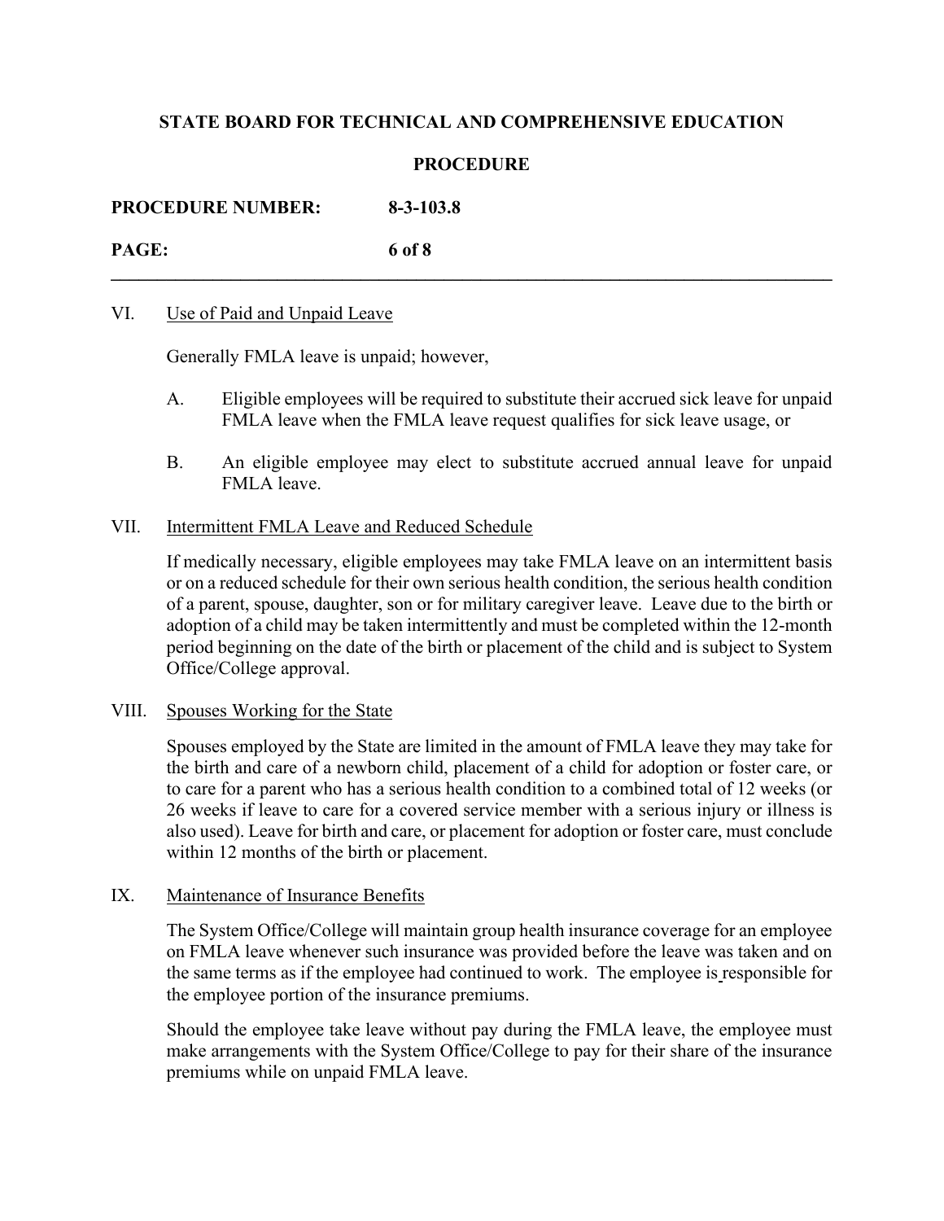## VI. Use of Paid and Unpaid Leave

Generally FMLA leave is unpaid; however,

A. Eligible employees will be required to substitute their accrued sick leave for unpaid FMLA leave when the FMLA leave request qualifies for sick leave usage, or

B. An eligible employee may elect to substitute accrued annual leave for unpaid FMLA leave.

## VII. Intermittent FMLA Leave and Reduced Schedule

If medically necessary, eligible employees may take FMLA leave on an intermittent basis or on a reduced schedule for their own serious health condition, the serious health condition of a parent, spouse, daughter, son or for military caregiver leave. Leave due to the birth or adoption of a child may be taken intermittently and must be completed within the 12-month period beginning on the date of the birth or placement of the child and is subject to System Office/College approval.

## VIII. Spouses Working for the State

Spouses employed by the State are limited in the amount of FMLA leave they may take for the birth and care of a newborn child, placement of a child for adoption or foster care, or to care for a parent who has a serious health condition to a combined total of 12 weeks (or 26 weeks if leave to care for a covered service member with a serious injury or illness is also used). Leave for birth and care, or placement for adoption or foster care, must conclude within 12 months of the birth or placement.

## IX. Maintenance of Insurance Benefits

The System Office/College will maintain group health insurance coverage for an employee on FMLA leave whenever such insurance was provided before the leave was taken and on the same terms as if the employee had continued to work. The employee is responsible for the employee portion of the insurance premiums.

Should the employee take leave without pay during the FMLA leave, the employee must make arrangements with the System Office/College to pay for their share of the insurance premiums while on unpaid FMLA leave.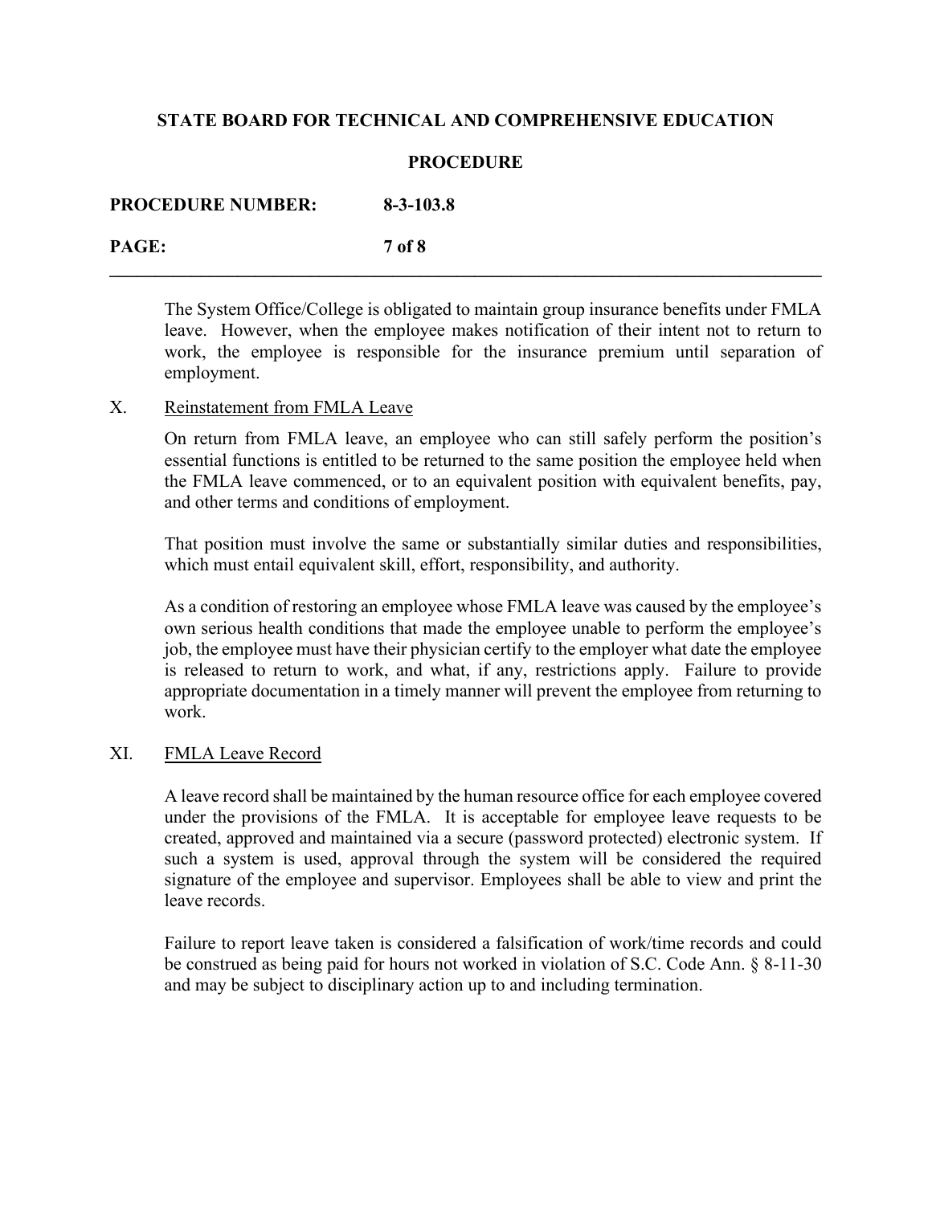The System Office/College is obligated to maintain group insurance benefits under FMLA leave. However, when the employee makes notification of their intent not to return to work, the employee is responsible for the insurance premium until separation of employment.

## X. Reinstatement from FMLA Leave

On return from FMLA leave, an employee who can still safely perform the position's essential functions is entitled to be returned to the same position the employee held when the FMLA leave commenced, or to an equivalent position with equivalent benefits, pay, and other terms and conditions of employment.

That position must involve the same or substantially similar duties and responsibilities, which must entail equivalent skill, effort, responsibility, and authority.

As a condition of restoring an employee whose FMLA leave was caused by the employee's own serious health conditions that made the employee unable to perform the employee's job, the employee must have their physician certify to the employer what date the employee is released to return to work, and what, if any, restrictions apply. Failure to provide appropriate documentation in a timely manner will prevent the employee from returning to work.

## XI. FMLA Leave Record

A leave record shall be maintained by the human resource office for each employee covered under the provisions of the FMLA. It is acceptable for employee leave requests to be created, approved and maintained via a secure (password protected) electronic system. If such a system is used, approval through the system will be considered the required signature of the employee and supervisor. Employees shall be able to view and print the leave records.

Failure to report leave taken is considered a falsification of work/time records and could be construed as being paid for hours not worked in violation of S.C. Code Ann. § 8-11-30 and may be subject to disciplinary action up to and including termination.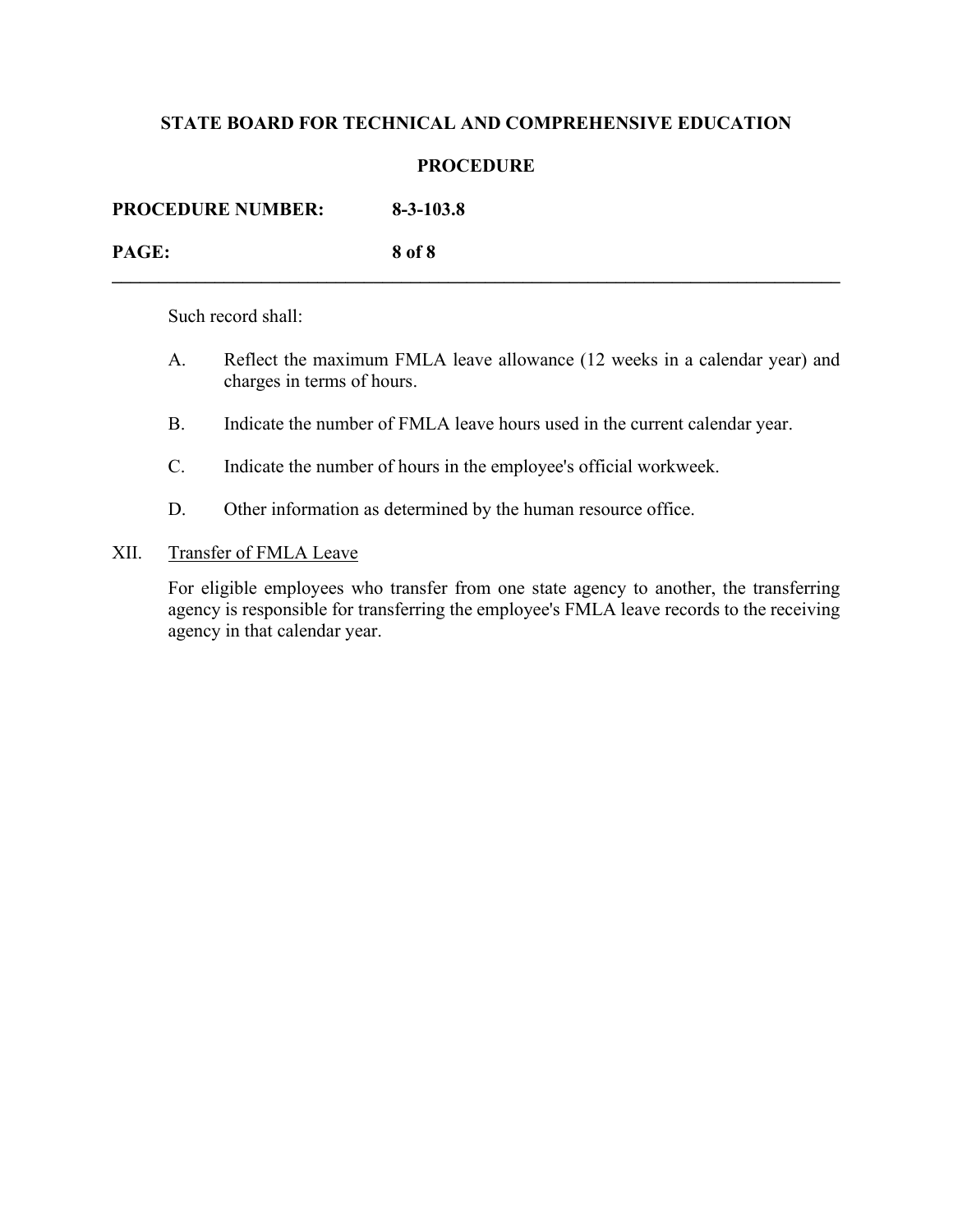Such record shall:

A. Reflect the maximum FMLA leave allowance (12 weeks in a calendar year) and charges in terms of hours.

B. Indicate the number of FMLA leave hours used in the current calendar year.

C. Indicate the number of hours in the employee's official workweek.

D. Other information as determined by the human resource office.

XII. Transfer of FMLA Leave

For eligible employees who transfer from one state agency to another, the transferring agency is responsible for transferring the employee's FMLA leave records to the receiving agency in that calendar year.